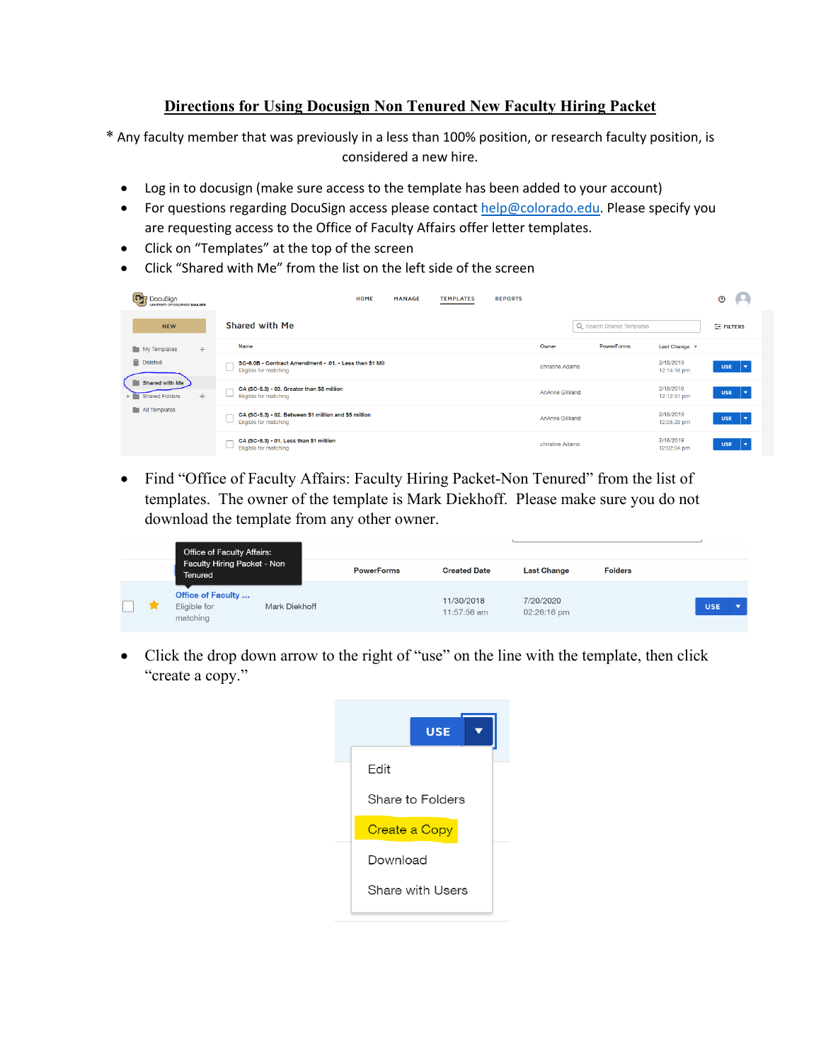# Directions for Using Docusign Non Tenured New Faculty Hiring Packet

* Any faculty member that was previously in a less than 100% position, or research faculty position, is considered a new hire.

- Log in to docusign (make sure access to the template has been added to your account)
- For questions regarding DocuSign access please contact help@colorado.edu. Please specify you are requesting access to the Office of Faculty Affairs offer letter templates.
- Click on "Templates" at the top of the screen
- Click "Shared with Me" from the list on the left side of the screen

- Find "Office of Faculty Affairs: Faculty Hiring Packet-Non Tenured" from the list of templates. The owner of the template is Mark Diekhoff. Please make sure you do not download the template from any other owner.

- Click the drop down arrow to the right of "use" on the line with the template, then click "create a copy."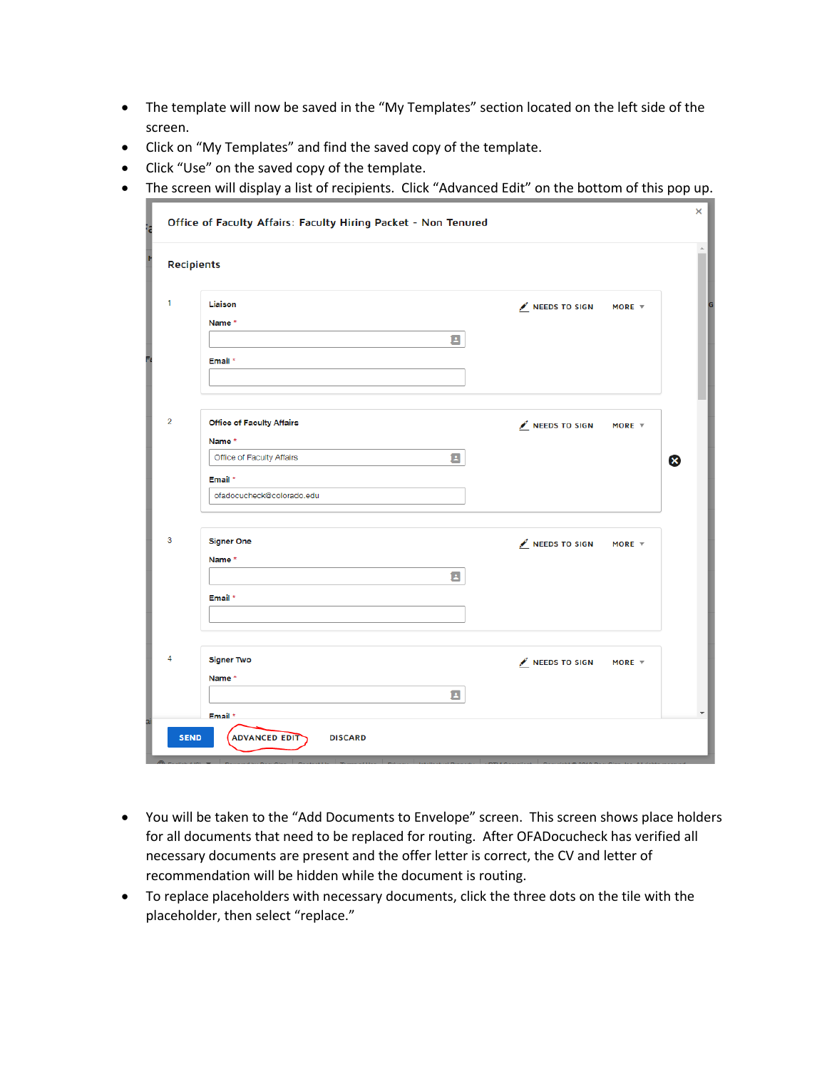- The template will now be saved in the "My Templates" section located on the left side of the screen.
- Click on "My Templates" and find the saved copy of the template.
- Click "Use" on the saved copy of the template.
- The screen will display a list of recipients. Click "Advanced Edit" on the bottom of this pop up.

Office of Faculty Affairs: Faculty Hiring Packet - Non Tenured

Recipients

1. Liaison — NEEDS TO SIGN — MORE
   - Name *
   - Email *
2. Office of Faculty Affairs — NEEDS TO SIGN — MORE
   - Name * Office of Faculty Affairs
   - Email * ofadocucheck@colorado.edu
3. Signer One — NEEDS TO SIGN — MORE
   - Name *
   - Email *
4. Signer Two — NEEDS TO SIGN — MORE
   - Name *
   - Email *

SEND | ADVANCED EDIT | DISCARD

- You will be taken to the "Add Documents to Envelope" screen. This screen shows place holders for all documents that need to be replaced for routing. After OFADocucheck has verified all necessary documents are present and the offer letter is correct, the CV and letter of recommendation will be hidden while the document is routing.
- To replace placeholders with necessary documents, click the three dots on the tile with the placeholder, then select "replace."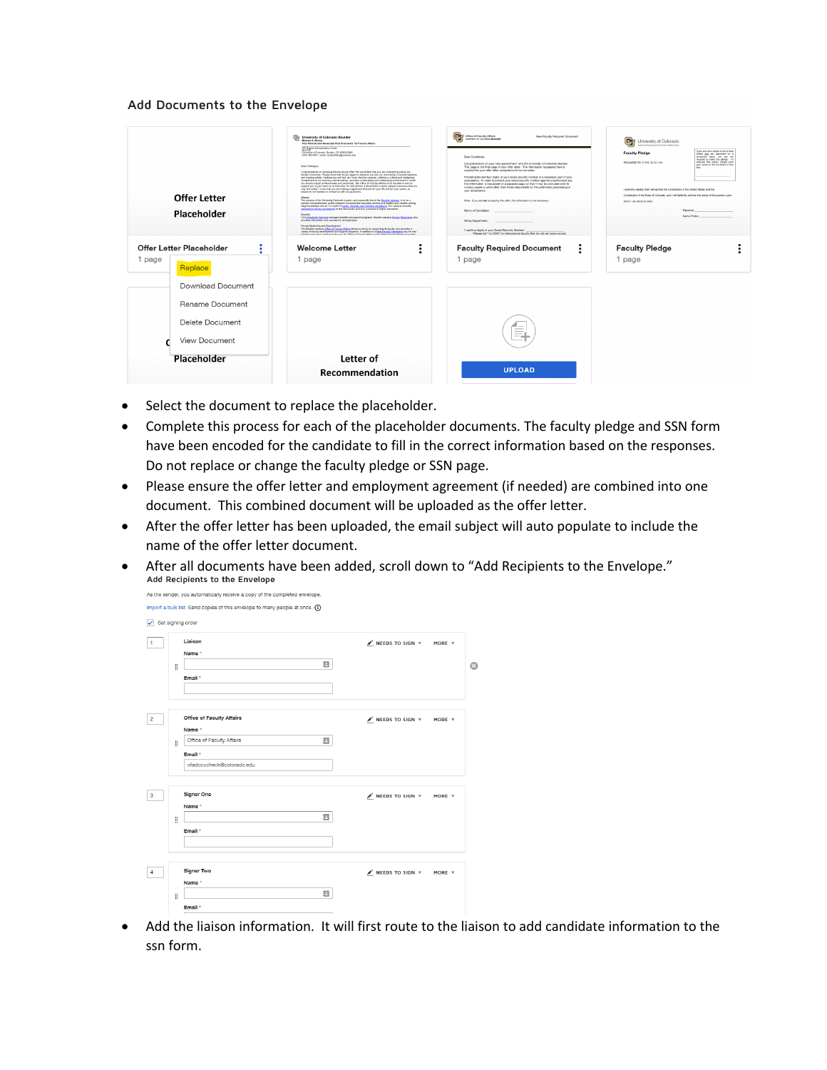Add Documents to the Envelope

Offer Letter Placeholder

Offer Letter Placeholder
1 page

Replace
Download Document
Rename Document
Delete Document
View Document

Welcome Letter
1 page

Faculty Required Document
1 page

Faculty Pledge
1 page

Placeholder

Letter of Recommendation

UPLOAD

- Select the document to replace the placeholder.
- Complete this process for each of the placeholder documents. The faculty pledge and SSN form have been encoded for the candidate to fill in the correct information based on the responses. Do not replace or change the faculty pledge or SSN page.
- Please ensure the offer letter and employment agreement (if needed) are combined into one document. This combined document will be uploaded as the offer letter.
- After the offer letter has been uploaded, the email subject will auto populate to include the name of the offer letter document.
- After all documents have been added, scroll down to "Add Recipients to the Envelope."

Add Recipients to the Envelope

As the sender, you automatically receive a copy of the completed envelope.

Import a bulk list. Send copies of this envelope to many people at once.

Set signing order

1 Liaison — NEEDS TO SIGN — MORE
Name *
Email *

2 Office of Faculty Affairs — NEEDS TO SIGN — MORE
Name * Office of Faculty Affairs
Email * ofadocucheck@colorado.edu

3 Signer One — NEEDS TO SIGN — MORE
Name *
Email *

4 Signer Two — NEEDS TO SIGN — MORE
Name *
Email *

- Add the liaison information. It will first route to the liaison to add candidate information to the ssn form.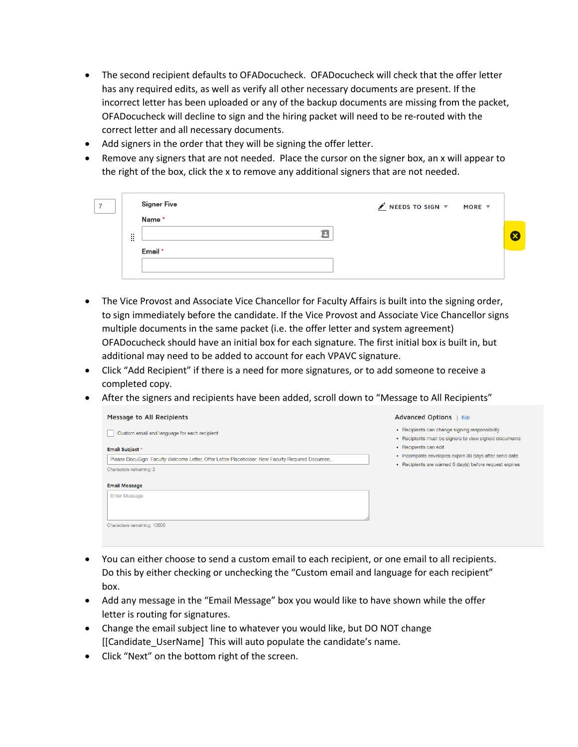- The second recipient defaults to OFADocucheck. OFADocucheck will check that the offer letter has any required edits, as well as verify all other necessary documents are present. If the incorrect letter has been uploaded or any of the backup documents are missing from the packet, OFADocucheck will decline to sign and the hiring packet will need to be re-routed with the correct letter and all necessary documents.
- Add signers in the order that they will be signing the offer letter.
- Remove any signers that are not needed. Place the cursor on the signer box, an x will appear to the right of the box, click the x to remove any additional signers that are not needed.

- The Vice Provost and Associate Vice Chancellor for Faculty Affairs is built into the signing order, to sign immediately before the candidate. If the Vice Provost and Associate Vice Chancellor signs multiple documents in the same packet (i.e. the offer letter and system agreement) OFADocucheck should have an initial box for each signature. The first initial box is built in, but additional may need to be added to account for each VPAVC signature.
- Click "Add Recipient" if there is a need for more signatures, or to add someone to receive a completed copy.
- After the signers and recipients have been added, scroll down to "Message to All Recipients"

- You can either choose to send a custom email to each recipient, or one email to all recipients. Do this by either checking or unchecking the "Custom email and language for each recipient" box.
- Add any message in the "Email Message" box you would like to have shown while the offer letter is routing for signatures.
- Change the email subject line to whatever you would like, but DO NOT change [[Candidate_UserName] This will auto populate the candidate's name.
- Click "Next" on the bottom right of the screen.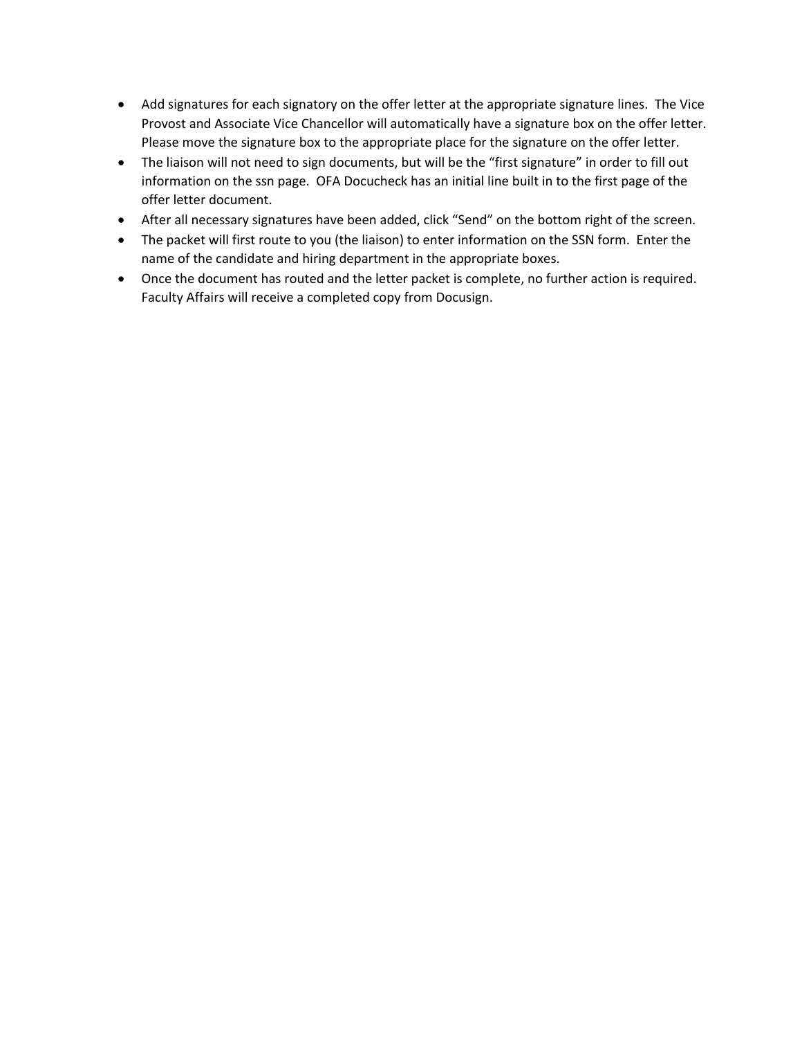- Add signatures for each signatory on the offer letter at the appropriate signature lines. The Vice Provost and Associate Vice Chancellor will automatically have a signature box on the offer letter. Please move the signature box to the appropriate place for the signature on the offer letter.
- The liaison will not need to sign documents, but will be the "first signature" in order to fill out information on the ssn page. OFA Docucheck has an initial line built in to the first page of the offer letter document.
- After all necessary signatures have been added, click "Send" on the bottom right of the screen.
- The packet will first route to you (the liaison) to enter information on the SSN form. Enter the name of the candidate and hiring department in the appropriate boxes.
- Once the document has routed and the letter packet is complete, no further action is required. Faculty Affairs will receive a completed copy from Docusign.